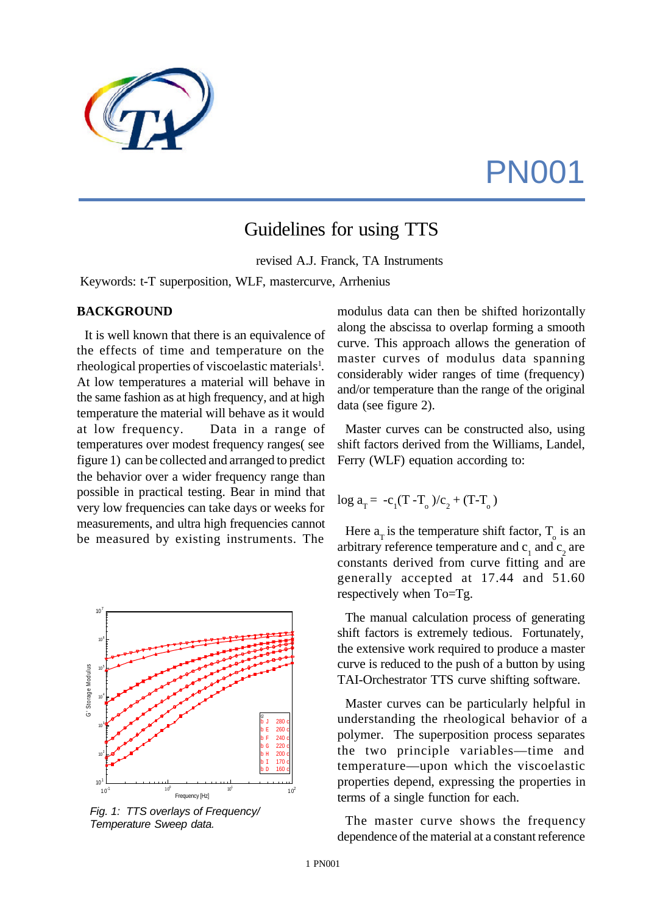# PN001

## Guidelines for using TTS

revised A.J. Franck, TA Instruments

Keywords: t-T superposition, WLF, mastercurve, Arrhenius

### BACKGROUND

It is well known that there is an equivalence of the effects of time and temperature on the rheological properties of viscoelastic materials[1]. At low temperatures a material will behave in the same fashion as at high frequency, and at high temperature the material will behave as it would at low frequency. Data in a range of temperatures over modest frequency ranges( see figure 1) can be collected and arranged to predict the behavior over a wider frequency range than possible in practical testing. Bear in mind that very low frequencies can take days or weeks for measurements, and ultra high frequencies cannot be measured by existing instruments. The modulus data can then be shifted horizontally along the abscissa to overlap forming a smooth curve. This approach allows the generation of master curves of modulus data spanning considerably wider ranges of time (frequency) and/or temperature than the range of the original data (see figure 2).

*Fig. 1: TTS overlays of Frequency/ Temperature Sweep data.*

Master curves can be constructed also, using shift factors derived from the Williams, Landel, Ferry (WLF) equation according to:

$$\log a_T = -c_1(T - T_o)/c_2 + (T - T_o)$$

Here $a_T$ is the temperature shift factor, $T_o$ is an arbitrary reference temperature and $c_1$ and $c_2$ are constants derived from curve fitting and are generally accepted at 17.44 and 51.60 respectively when To=Tg.

The manual calculation process of generating shift factors is extremely tedious. Fortunately, the extensive work required to produce a master curve is reduced to the push of a button by using TAI-Orchestrator TTS curve shifting software.

Master curves can be particularly helpful in understanding the rheological behavior of a polymer. The superposition process separates the two principle variables—time and temperature—upon which the viscoelastic properties depend, expressing the properties in terms of a single function for each.

The master curve shows the frequency dependence of the material at a constant reference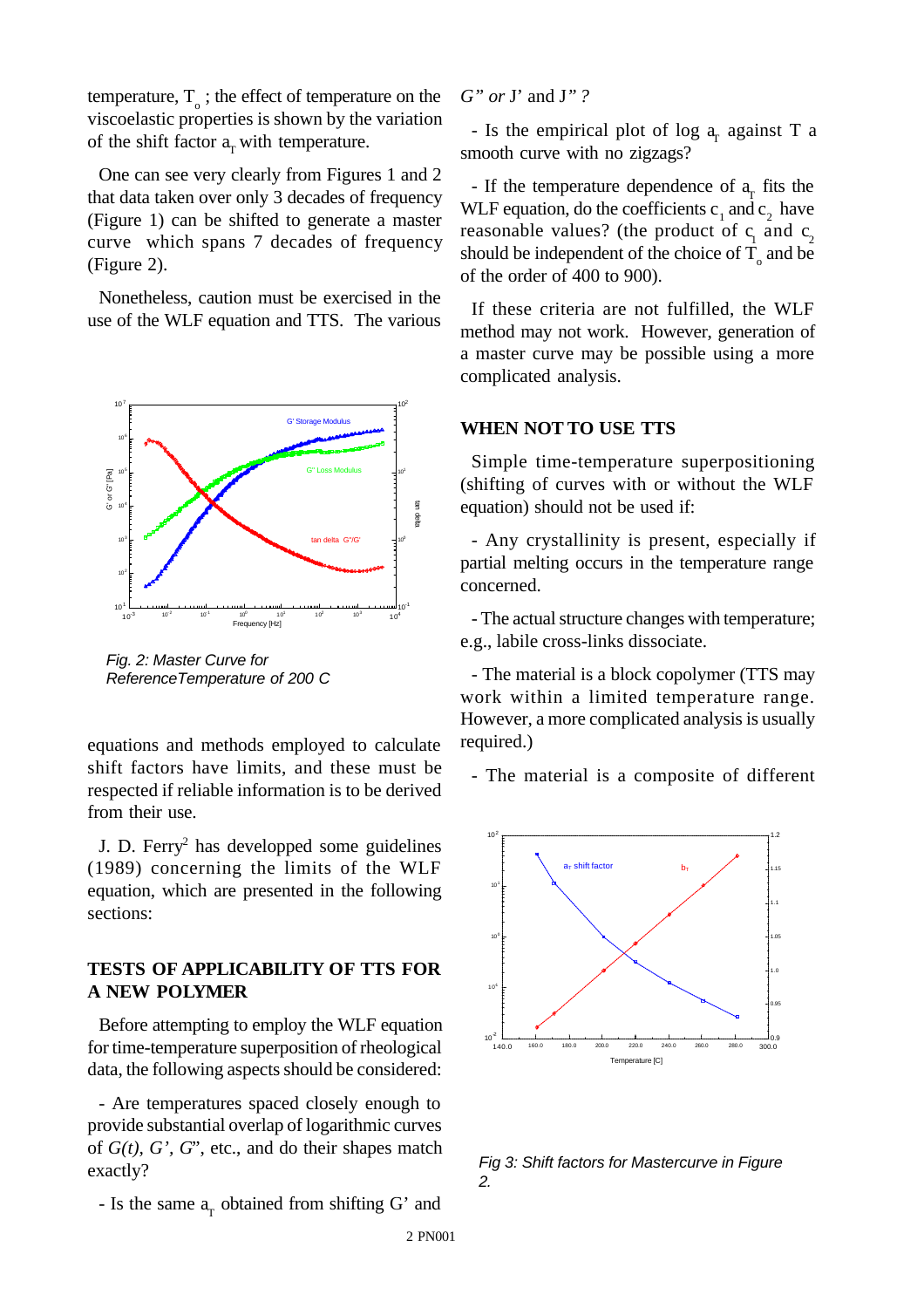temperature, $T_o$ ; the effect of temperature on the viscoelastic properties is shown by the variation of the shift factor $a_T$ with temperature.

One can see very clearly from Figures 1 and 2 that data taken over only 3 decades of frequency (Figure 1) can be shifted to generate a master curve which spans 7 decades of frequency (Figure 2).

Nonetheless, caution must be exercised in the use of the WLF equation and TTS. The various equations and methods employed to calculate shift factors have limits, and these must be respected if reliable information is to be derived from their use.

*Fig. 2: Master Curve for ReferenceTemperature of 200 C*

J. D. Ferry[2] has developped some guidelines (1989) concerning the limits of the WLF equation, which are presented in the following sections:

## TESTS OF APPLICABILITY OF TTS FOR A NEW POLYMER

Before attempting to employ the WLF equation for time-temperature superposition of rheological data, the following aspects should be considered:

- Are temperatures spaced closely enough to provide substantial overlap of logarithmic curves of *G(t), G', G*", etc., and do their shapes match exactly?

- Is the same $a_T$ obtained from shifting G' and *G" or* J' and J" ?

- Is the empirical plot of log $a_T$ against T a smooth curve with no zigzags?

- If the temperature dependence of $a_T$ fits the WLF equation, do the coefficients $c_1$ and $c_2$ have reasonable values? (the product of $c_1$ and $c_2$ should be independent of the choice of $T_o$ and be of the order of 400 to 900).

If these criteria are not fulfilled, the WLF method may not work. However, generation of a master curve may be possible using a more complicated analysis.

## WHEN NOT TO USE TTS

Simple time-temperature superpositioning (shifting of curves with or without the WLF equation) should not be used if:

- Any crystallinity is present, especially if partial melting occurs in the temperature range concerned.

- The actual structure changes with temperature; e.g., labile cross-links dissociate.

- The material is a block copolymer (TTS may work within a limited temperature range. However, a more complicated analysis is usually required.)

- The material is a composite of different

*Fig 3: Shift factors for Mastercurve in Figure 2.*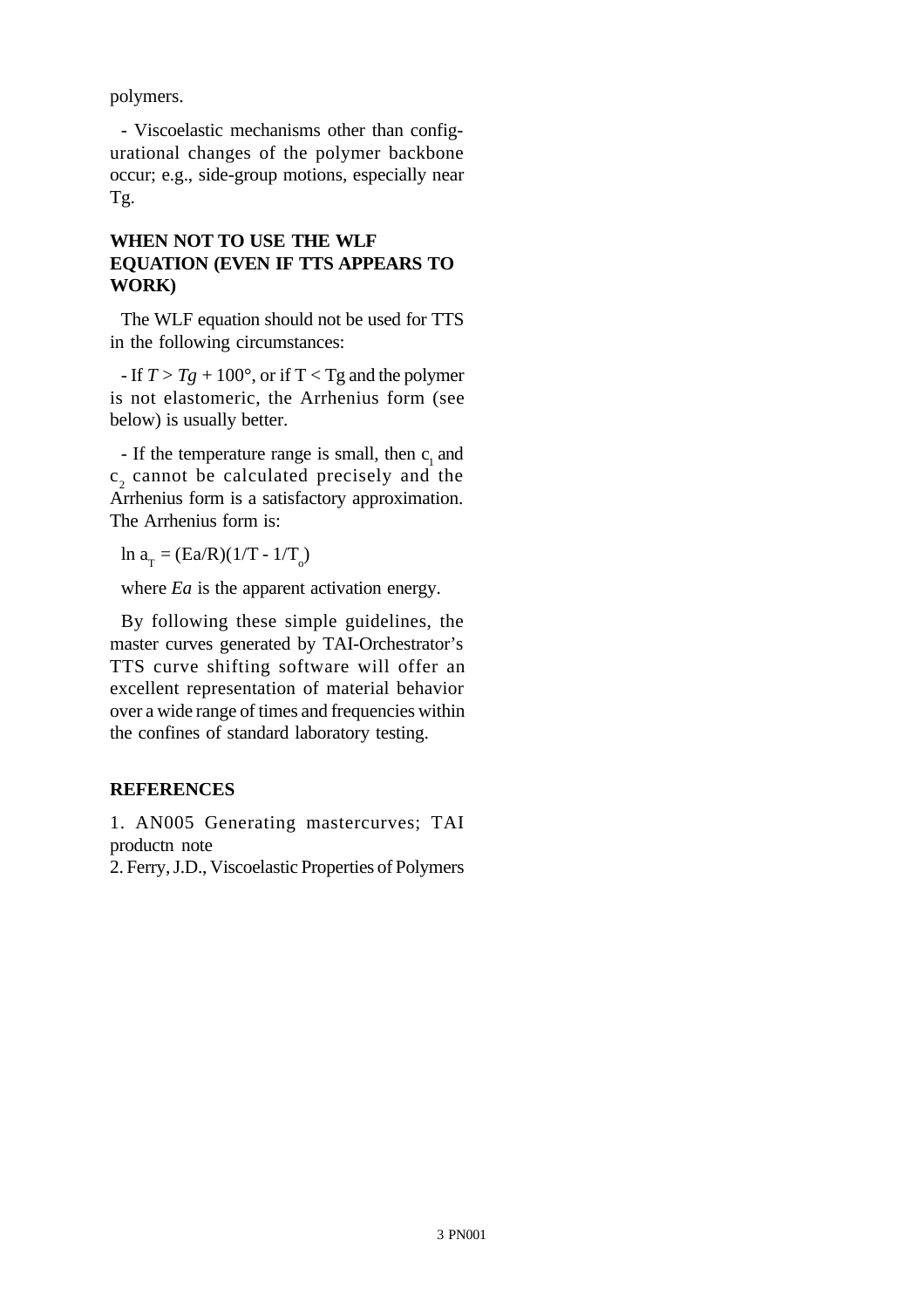polymers.

- Viscoelastic mechanisms other than configurational changes of the polymer backbone occur; e.g., side-group motions, especially near Tg.

## WHEN NOT TO USE THE WLF EQUATION (EVEN IF TTS APPEARS TO WORK)

The WLF equation should not be used for TTS in the following circumstances:

- If $T > Tg + 100°$, or if $T < Tg$ and the polymer is not elastomeric, the Arrhenius form (see below) is usually better.

- If the temperature range is small, then $c_1$ and $c_2$ cannot be calculated precisely and the Arrhenius form is a satisfactory approximation. The Arrhenius form is:

$$\ln a_T = (Ea/R)(1/T - 1/T_o)$$

where *Ea* is the apparent activation energy.

By following these simple guidelines, the master curves generated by TAI-Orchestrator's TTS curve shifting software will offer an excellent representation of material behavior over a wide range of times and frequencies within the confines of standard laboratory testing.

## REFERENCES

1. AN005 Generating mastercurves; TAI productn note
2. Ferry, J.D., Viscoelastic Properties of Polymers